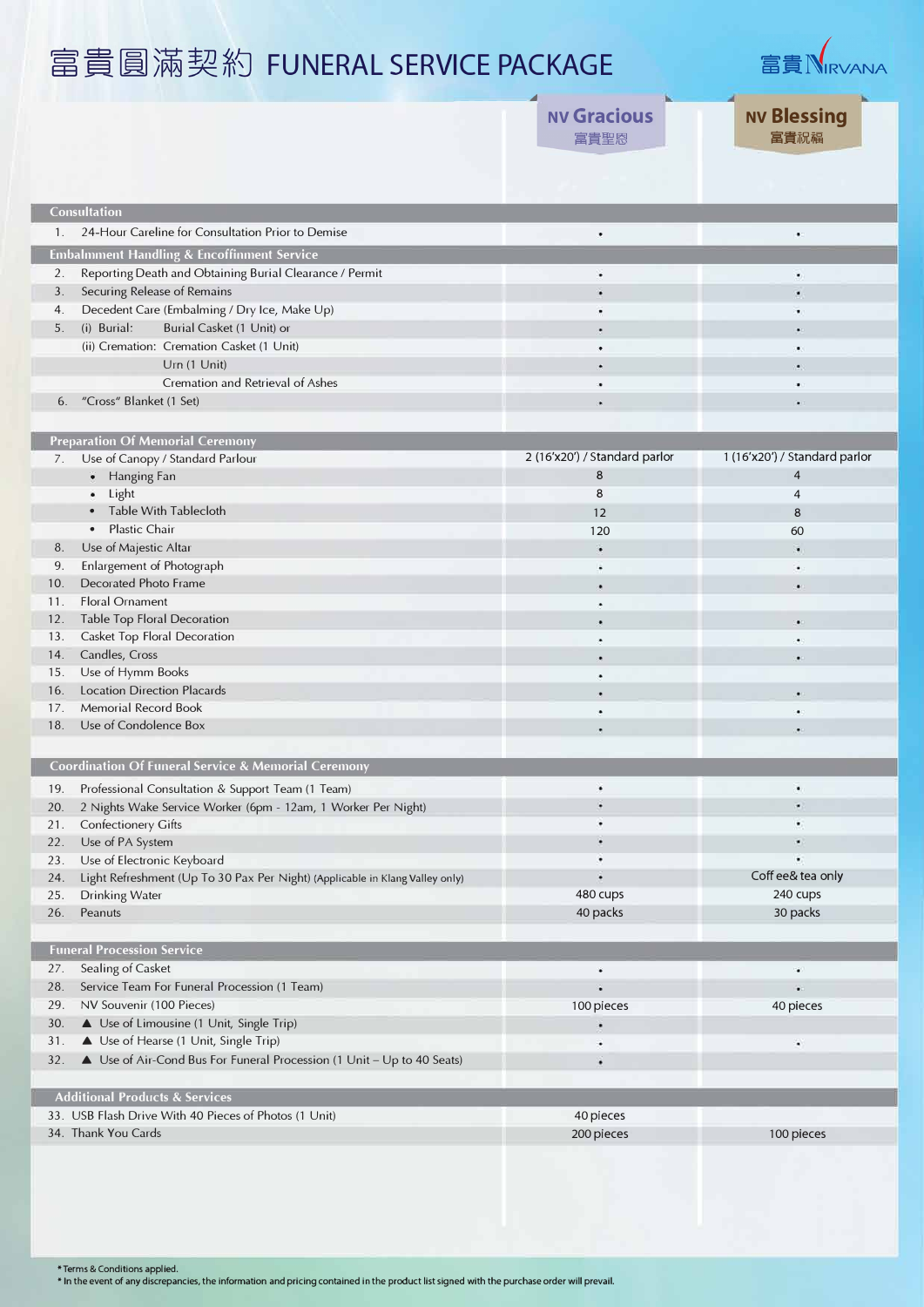# 富貴圓滿契約 FUNERAL SERVICE PACKAGE

富貴Nirvana

| | NV Gracious 富貴聖恩 | NV Blessing 富貴祝福 |
|---|---|---|
| **Consultation** | | |
| 1. 24-Hour Careline for Consultation Prior to Demise | • | • |
| **Embalmment Handling & Encoffinment Service** | | |
| 2. Reporting Death and Obtaining Burial Clearance / Permit | • | • |
| 3. Securing Release of Remains | • | • |
| 4. Decedent Care (Embalming / Dry Ice, Make Up) | • | • |
| 5. (i) Burial: Burial Casket (1 Unit) or | • | • |
| (ii) Cremation: Cremation Casket (1 Unit) | • | • |
| Urn (1 Unit) | • | • |
| Cremation and Retrieval of Ashes | • | • |
| 6. "Cross" Blanket (1 Set) | • | • |
| **Preparation Of Memorial Ceremony** | | |
| 7. Use of Canopy / Standard Parlour | 2 (16'x20') / Standard parlor | 1 (16'x20') / Standard parlor |
| • Hanging Fan | 8 | 4 |
| • Light | 8 | 4 |
| • Table With Tablecloth | 12 | 8 |
| • Plastic Chair | 120 | 60 |
| 8. Use of Majestic Altar | • | • |
| 9. Enlargement of Photograph | • | • |
| 10. Decorated Photo Frame | • | • |
| 11. Floral Ornament | • | |
| 12. Table Top Floral Decoration | • | • |
| 13. Casket Top Floral Decoration | • | • |
| 14. Candles, Cross | • | • |
| 15. Use of Hymm Books | • | |
| 16. Location Direction Placards | • | • |
| 17. Memorial Record Book | • | • |
| 18. Use of Condolence Box | • | • |
| **Coordination Of Funeral Service & Memorial Ceremony** | | |
| 19. Professional Consultation & Support Team (1 Team) | • | • |
| 20. 2 Nights Wake Service Worker (6pm - 12am, 1 Worker Per Night) | • | • |
| 21. Confectionery Gifts | • | • |
| 22. Use of PA System | • | • |
| 23. Use of Electronic Keyboard | • | • |
| 24. Light Refreshment (Up To 30 Pax Per Night) (Applicable in Klang Valley only) | • | Coff ee& tea only |
| 25. Drinking Water | 480 cups | 240 cups |
| 26. Peanuts | 40 packs | 30 packs |
| **Funeral Procession Service** | | |
| 27. Sealing of Casket | • | • |
| 28. Service Team For Funeral Procession (1 Team) | • | • |
| 29. NV Souvenir (100 Pieces) | 100 pieces | 40 pieces |
| 30. ▲ Use of Limousine (1 Unit, Single Trip) | • | |
| 31. ▲ Use of Hearse (1 Unit, Single Trip) | • | • |
| 32. ▲ Use of Air-Cond Bus For Funeral Procession (1 Unit – Up to 40 Seats) | • | |
| **Additional Products & Services** | | |
| 33. USB Flash Drive With 40 Pieces of Photos (1 Unit) | 40 pieces | |
| 34. Thank You Cards | 200 pieces | 100 pieces |

* Terms & Conditions applied.
* In the event of any discrepancies, the information and pricing contained in the product list signed with the purchase order will prevail.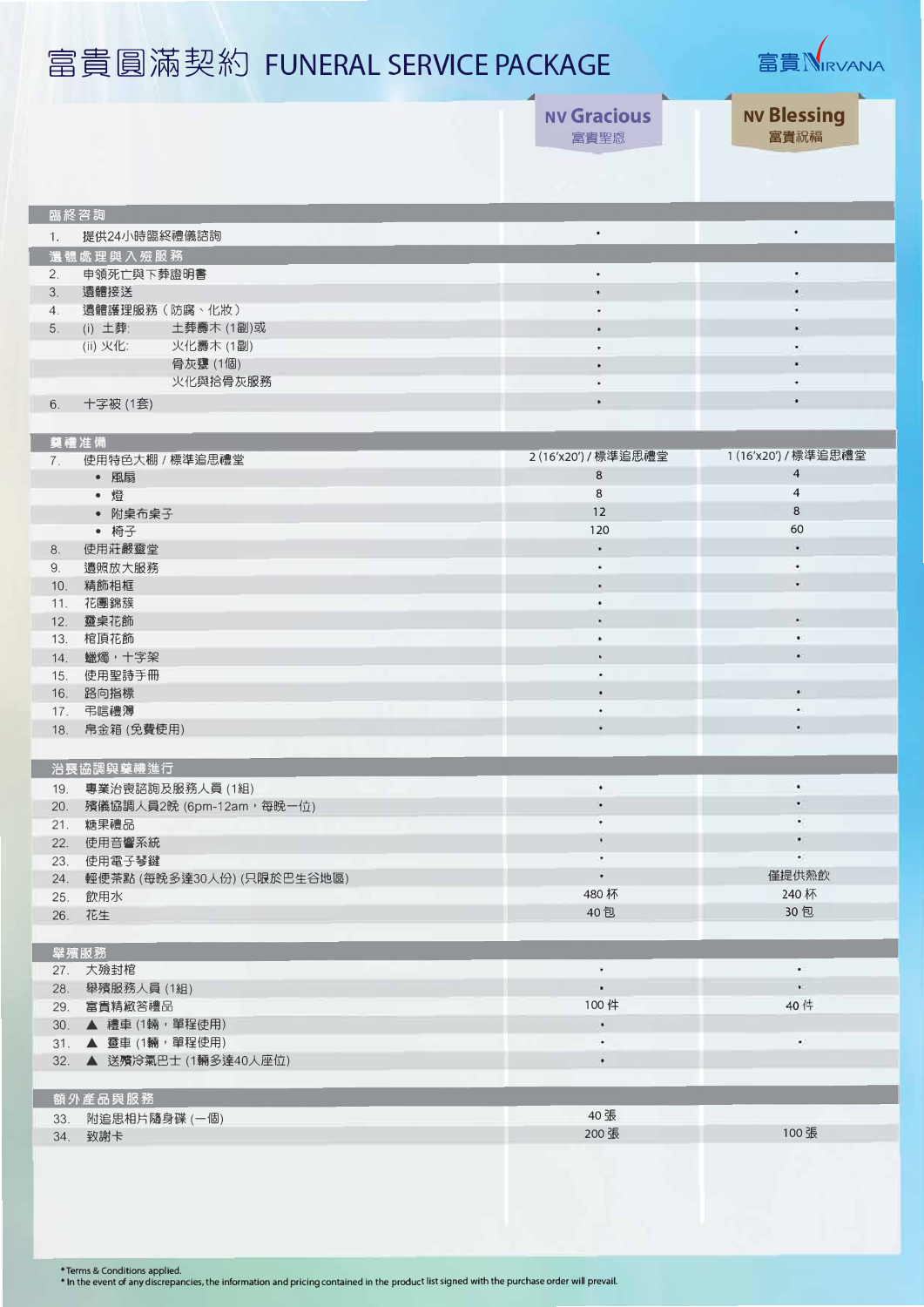# 富貴圓滿契約 FUNERAL SERVICE PACKAGE

富貴 NIRVANA

| | | NV Gracious<br>富貴聖恩 | NV Blessing<br>富貴祝福 |
|---|---|---|---|
| **臨終咨詢** | | | |
| 1. | 提供24小時臨終禮儀諮詢 | • | • |
| **遺體處理與入殮服務** | | | |
| 2. | 申領死亡與下葬證明書 | • | • |
| 3. | 遺體接送 | • | • |
| 4. | 遺體護理服務（防腐、化妝） | • | • |
| 5. | (i) 土葬: 土葬壽木 (1副)或 | • | • |
| | (ii) 火化: 火化壽木 (1副) | • | • |
| | 骨灰甕 (1個) | • | • |
| | 火化與拾骨灰服務 | • | • |
| 6. | 十字被 (1套) | • | • |
| **喪禮准備** | | | |
| 7. | 使用特色大棚 / 標準追思禮堂 | 2 (16'x20') / 標準追思禮堂 | 1 (16'x20') / 標準追思禮堂 |
| | • 風扇 | 8 | 4 |
| | • 燈 | 8 | 4 |
| | • 附桌布桌子 | 12 | 8 |
| | • 椅子 | 120 | 60 |
| 8. | 使用莊嚴靈堂 | • | • |
| 9. | 遺照放大服務 | • | • |
| 10. | 精飾相框 | • | • |
| 11. | 花團錦簇 | • | |
| 12. | 靈桌花飾 | • | • |
| 13. | 棺頂花飾 | • | • |
| 14. | 蠟燭，十字架 | • | • |
| 15. | 使用聖詩手冊 | • | |
| 16. | 路向指標 | • | • |
| 17. | 弔唁禮簿 | • | • |
| 18. | 帛金箱 (免費使用) | • | • |
| **治喪協調與葬禮進行** | | | |
| 19. | 專業治喪諮詢及服務人員 (1組) | • | • |
| 20. | 殯儀協調人員2晚 (6pm-12am，每晚一位) | • | • |
| 21. | 糖果禮品 | • | • |
| 22. | 使用音響系統 | • | • |
| 23. | 使用電子琴鍵 | • | • |
| 24. | 輕便茶點 (每晚多達30人份) (只限於巴生谷地區) | • | 僅提供熱飲 |
| 25. | 飲用水 | 480 杯 | 240 杯 |
| 26. | 花生 | 40 包 | 30 包 |
| **舉殯服務** | | | |
| 27. | 大殮封棺 | • | • |
| 28. | 舉殯服務人員 (1組) | • | • |
| 29. | 富貴精緻答禮品 | 100 件 | 40 件 |
| 30. | ▲ 禮車 (1輛，單程使用) | • | |
| 31. | ▲ 靈車 (1輛，單程使用) | • | • |
| 32. | ▲ 送殯冷氣巴士 (1輛多達40人座位) | • | |
| **額外產品與服務** | | | |
| 33. | 附追思相片隨身碟 (一個) | 40 張 | |
| 34. | 致謝卡 | 200 張 | 100 張 |

* Terms & Conditions applied.
* In the event of any discrepancies, the information and pricing contained in the product list signed with the purchase order will prevail.